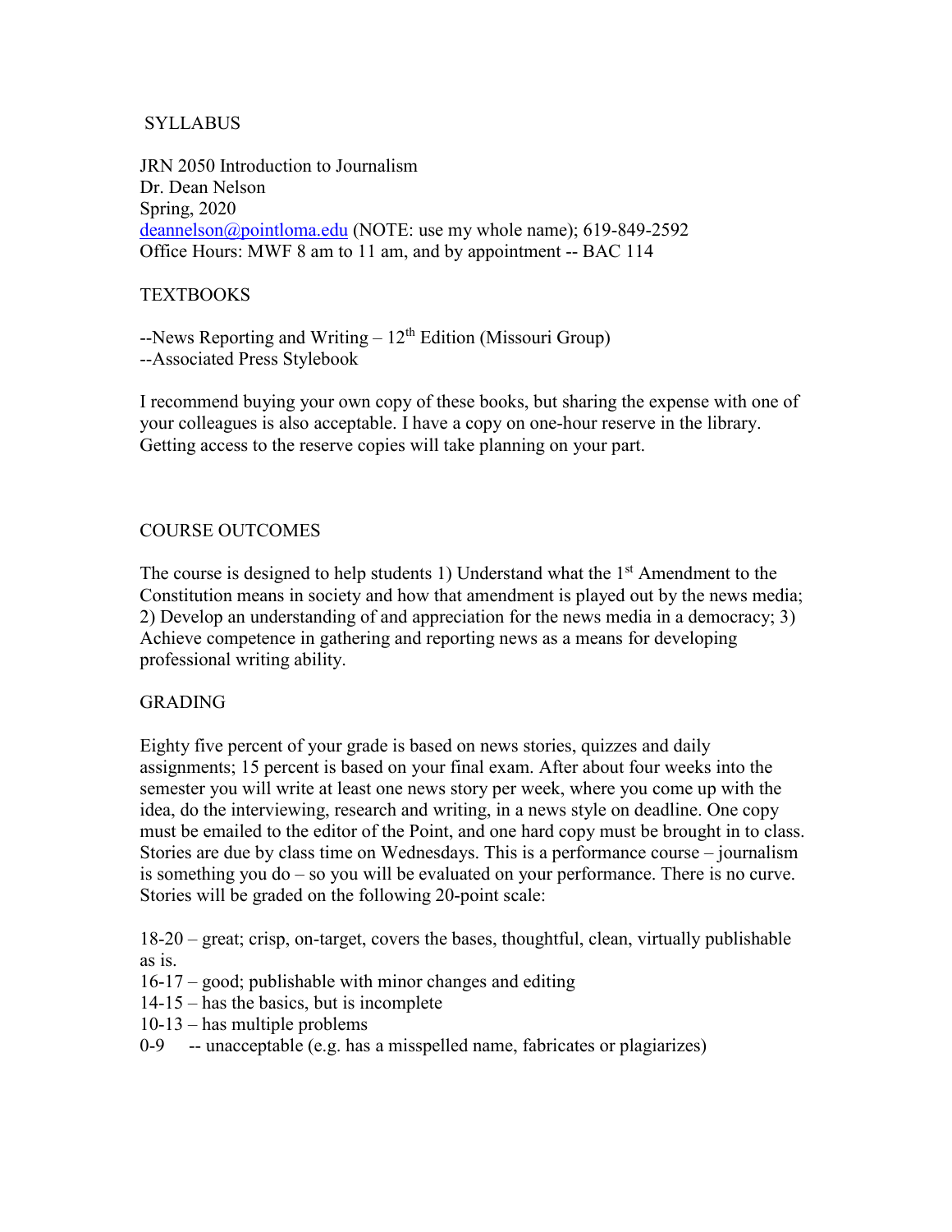# SYLLABUS

JRN 2050 Introduction to Journalism
Dr. Dean Nelson
Spring, 2020
deannelson@pointloma.edu (NOTE: use my whole name); 619-849-2592
Office Hours: MWF 8 am to 11 am, and by appointment -- BAC 114

## TEXTBOOKS

--News Reporting and Writing – 12th Edition (Missouri Group)
--Associated Press Stylebook

I recommend buying your own copy of these books, but sharing the expense with one of your colleagues is also acceptable. I have a copy on one-hour reserve in the library. Getting access to the reserve copies will take planning on your part.

## COURSE OUTCOMES

The course is designed to help students 1) Understand what the 1st Amendment to the Constitution means in society and how that amendment is played out by the news media; 2) Develop an understanding of and appreciation for the news media in a democracy; 3) Achieve competence in gathering and reporting news as a means for developing professional writing ability.

## GRADING

Eighty five percent of your grade is based on news stories, quizzes and daily assignments; 15 percent is based on your final exam. After about four weeks into the semester you will write at least one news story per week, where you come up with the idea, do the interviewing, research and writing, in a news style on deadline. One copy must be emailed to the editor of the Point, and one hard copy must be brought in to class. Stories are due by class time on Wednesdays. This is a performance course – journalism is something you do – so you will be evaluated on your performance. There is no curve. Stories will be graded on the following 20-point scale:

18-20 – great; crisp, on-target, covers the bases, thoughtful, clean, virtually publishable as is.
16-17 – good; publishable with minor changes and editing
14-15 – has the basics, but is incomplete
10-13 – has multiple problems
0-9 -- unacceptable (e.g. has a misspelled name, fabricates or plagiarizes)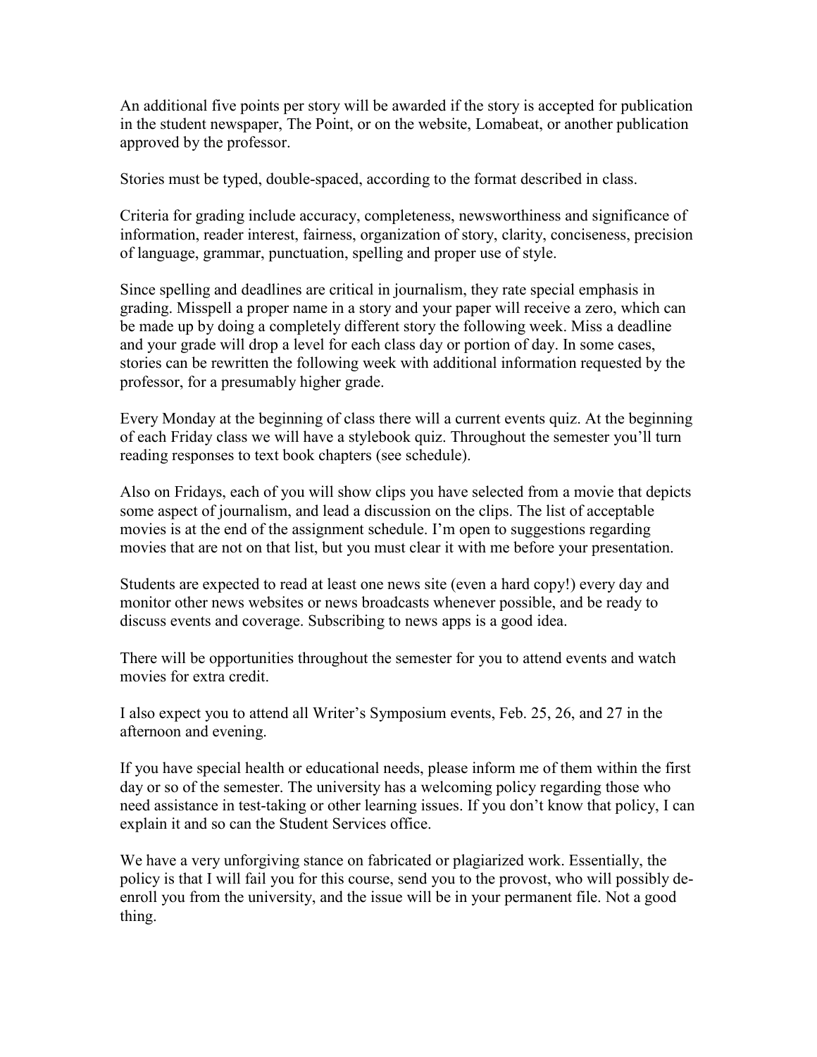An additional five points per story will be awarded if the story is accepted for publication in the student newspaper, The Point, or on the website, Lomabeat, or another publication approved by the professor.

Stories must be typed, double-spaced, according to the format described in class.

Criteria for grading include accuracy, completeness, newsworthiness and significance of information, reader interest, fairness, organization of story, clarity, conciseness, precision of language, grammar, punctuation, spelling and proper use of style.

Since spelling and deadlines are critical in journalism, they rate special emphasis in grading. Misspell a proper name in a story and your paper will receive a zero, which can be made up by doing a completely different story the following week. Miss a deadline and your grade will drop a level for each class day or portion of day. In some cases, stories can be rewritten the following week with additional information requested by the professor, for a presumably higher grade.

Every Monday at the beginning of class there will a current events quiz. At the beginning of each Friday class we will have a stylebook quiz. Throughout the semester you'll turn reading responses to text book chapters (see schedule).

Also on Fridays, each of you will show clips you have selected from a movie that depicts some aspect of journalism, and lead a discussion on the clips. The list of acceptable movies is at the end of the assignment schedule. I'm open to suggestions regarding movies that are not on that list, but you must clear it with me before your presentation.

Students are expected to read at least one news site (even a hard copy!) every day and monitor other news websites or news broadcasts whenever possible, and be ready to discuss events and coverage. Subscribing to news apps is a good idea.

There will be opportunities throughout the semester for you to attend events and watch movies for extra credit.

I also expect you to attend all Writer's Symposium events, Feb. 25, 26, and 27 in the afternoon and evening.

If you have special health or educational needs, please inform me of them within the first day or so of the semester. The university has a welcoming policy regarding those who need assistance in test-taking or other learning issues. If you don't know that policy, I can explain it and so can the Student Services office.

We have a very unforgiving stance on fabricated or plagiarized work. Essentially, the policy is that I will fail you for this course, send you to the provost, who will possibly de-enroll you from the university, and the issue will be in your permanent file. Not a good thing.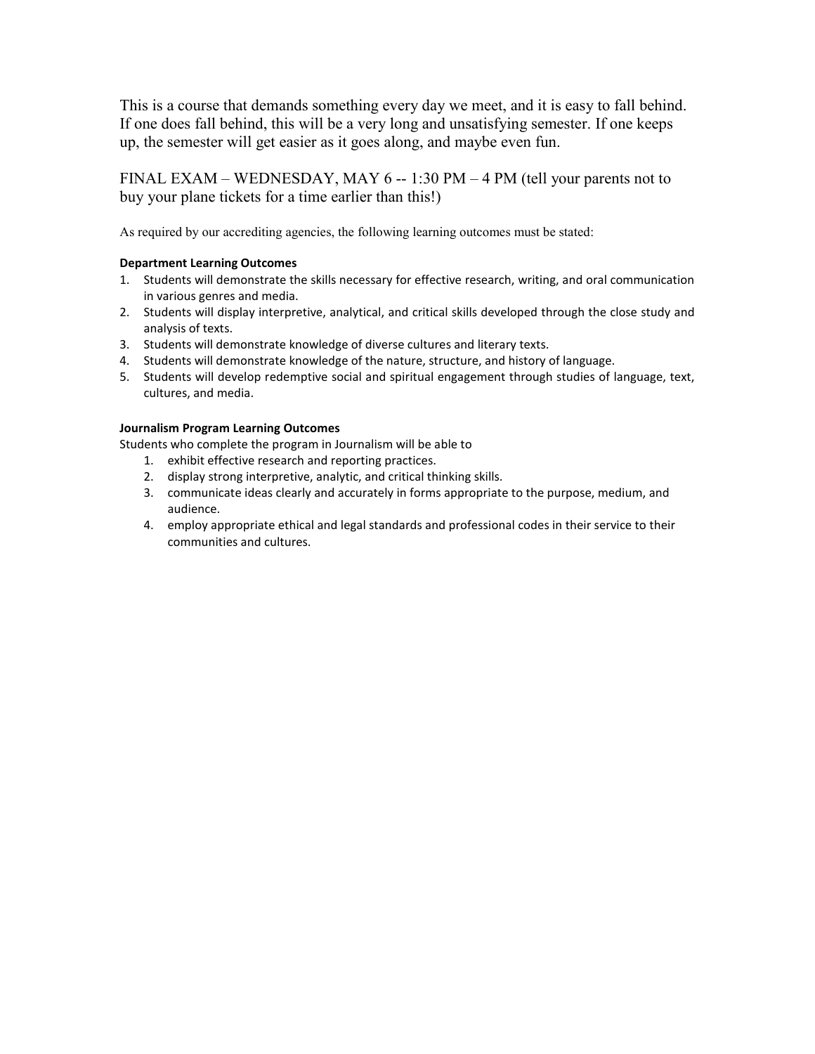This is a course that demands something every day we meet, and it is easy to fall behind. If one does fall behind, this will be a very long and unsatisfying semester. If one keeps up, the semester will get easier as it goes along, and maybe even fun.

FINAL EXAM – WEDNESDAY, MAY 6 -- 1:30 PM – 4 PM (tell your parents not to buy your plane tickets for a time earlier than this!)

As required by our accrediting agencies, the following learning outcomes must be stated:

**Department Learning Outcomes**

1. Students will demonstrate the skills necessary for effective research, writing, and oral communication in various genres and media.
2. Students will display interpretive, analytical, and critical skills developed through the close study and analysis of texts.
3. Students will demonstrate knowledge of diverse cultures and literary texts.
4. Students will demonstrate knowledge of the nature, structure, and history of language.
5. Students will develop redemptive social and spiritual engagement through studies of language, text, cultures, and media.

**Journalism Program Learning Outcomes**

Students who complete the program in Journalism will be able to

1. exhibit effective research and reporting practices.
2. display strong interpretive, analytic, and critical thinking skills.
3. communicate ideas clearly and accurately in forms appropriate to the purpose, medium, and audience.
4. employ appropriate ethical and legal standards and professional codes in their service to their communities and cultures.